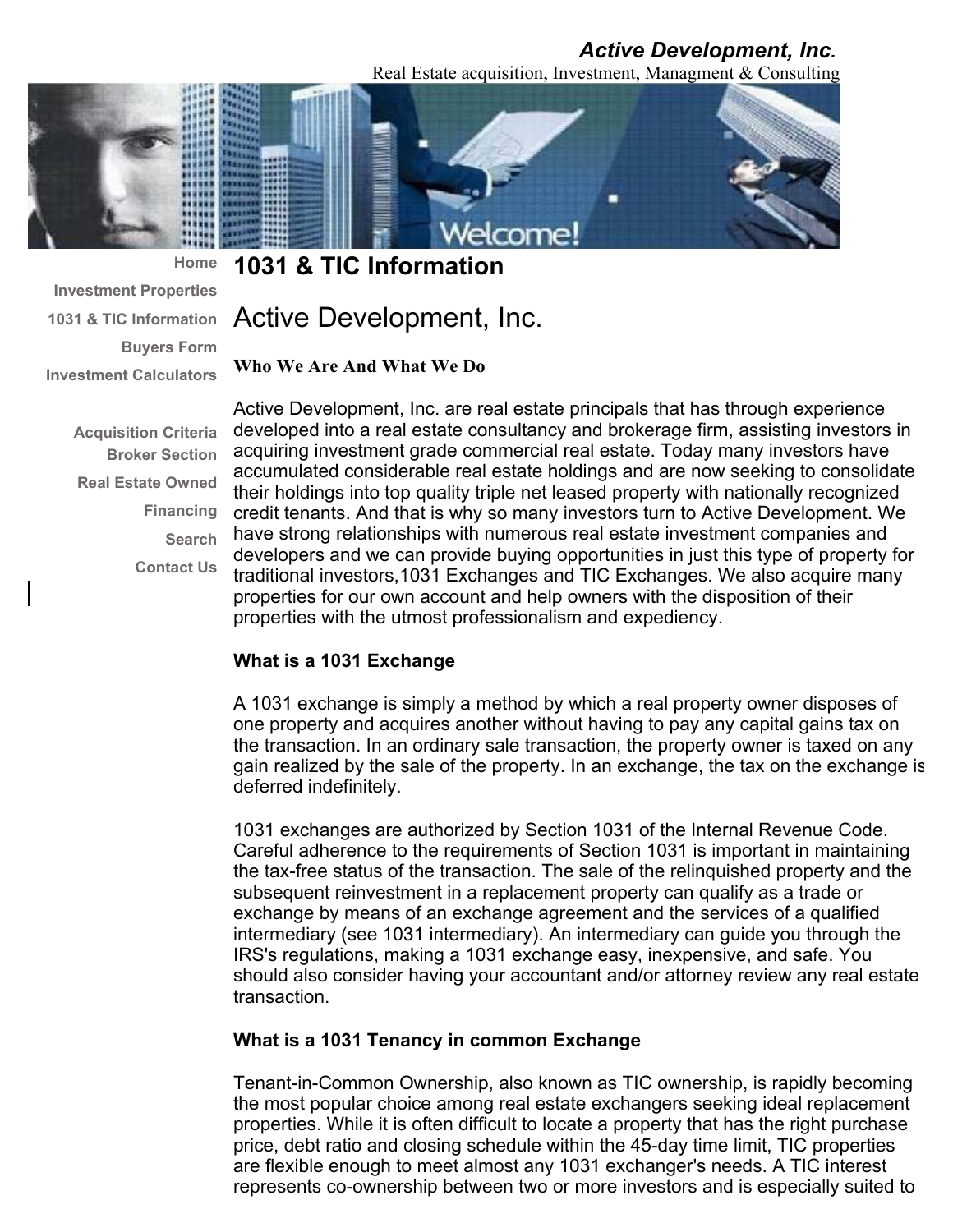***Active Development, Inc.***

Real Estate acquisition, Investment, Managment & Consulting

Home
Investment Properties
1031 & TIC Information
Buyers Form
Investment Calculators

Acquisition Criteria
Broker Section
Real Estate Owned
Financing
Search
Contact Us

# 1031 & TIC Information

# Active Development, Inc.

### Who We Are And What We Do

Active Development, Inc. are real estate principals that has through experience developed into a real estate consultancy and brokerage firm, assisting investors in acquiring investment grade commercial real estate. Today many investors have accumulated considerable real estate holdings and are now seeking to consolidate their holdings into top quality triple net leased property with nationally recognized credit tenants. And that is why so many investors turn to Active Development. We have strong relationships with numerous real estate investment companies and developers and we can provide buying opportunities in just this type of property for traditional investors,1031 Exchanges and TIC Exchanges. We also acquire many properties for our own account and help owners with the disposition of their properties with the utmost professionalism and expediency.

### What is a 1031 Exchange

A 1031 exchange is simply a method by which a real property owner disposes of one property and acquires another without having to pay any capital gains tax on the transaction. In an ordinary sale transaction, the property owner is taxed on any gain realized by the sale of the property. In an exchange, the tax on the exchange is deferred indefinitely.

1031 exchanges are authorized by Section 1031 of the Internal Revenue Code. Careful adherence to the requirements of Section 1031 is important in maintaining the tax-free status of the transaction. The sale of the relinquished property and the subsequent reinvestment in a replacement property can qualify as a trade or exchange by means of an exchange agreement and the services of a qualified intermediary (see 1031 intermediary). An intermediary can guide you through the IRS's regulations, making a 1031 exchange easy, inexpensive, and safe. You should also consider having your accountant and/or attorney review any real estate transaction.

### What is a 1031 Tenancy in common Exchange

Tenant-in-Common Ownership, also known as TIC ownership, is rapidly becoming the most popular choice among real estate exchangers seeking ideal replacement properties. While it is often difficult to locate a property that has the right purchase price, debt ratio and closing schedule within the 45-day time limit, TIC properties are flexible enough to meet almost any 1031 exchanger's needs. A TIC interest represents co-ownership between two or more investors and is especially suited to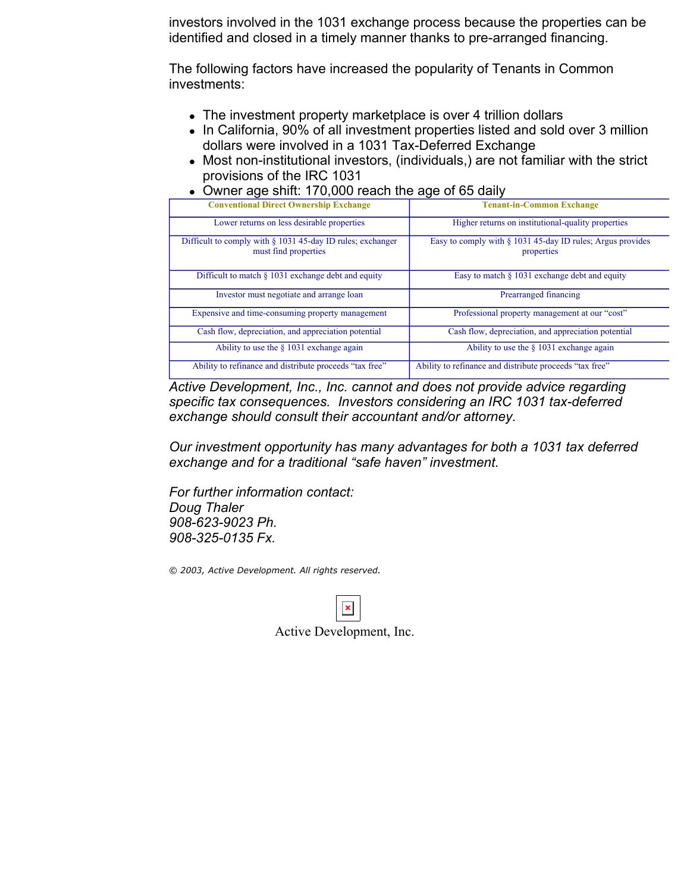investors involved in the 1031 exchange process because the properties can be identified and closed in a timely manner thanks to pre-arranged financing.

The following factors have increased the popularity of Tenants in Common investments:

- The investment property marketplace is over 4 trillion dollars
- In California, 90% of all investment properties listed and sold over 3 million dollars were involved in a 1031 Tax-Deferred Exchange
- Most non-institutional investors, (individuals,) are not familiar with the strict provisions of the IRC 1031
- Owner age shift: 170,000 reach the age of 65 daily

| **Conventional Direct Ownership Exchange** | **Tenant-in-Common Exchange** |
|---|---|
| Lower returns on less desirable properties | Higher returns on institutional-quality properties |
| Difficult to comply with § 1031 45-day ID rules; exchanger must find properties | Easy to comply with § 1031 45-day ID rules; Argus provides properties |
| Difficult to match § 1031 exchange debt and equity | Easy to match § 1031 exchange debt and equity |
| Investor must negotiate and arrange loan | Prearranged financing |
| Expensive and time-consuming property management | Professional property management at our "cost" |
| Cash flow, depreciation, and appreciation potential | Cash flow, depreciation, and appreciation potential |
| Ability to use the § 1031 exchange again | Ability to use the § 1031 exchange again |
| Ability to refinance and distribute proceeds "tax free" | Ability to refinance and distribute proceeds "tax free" |

*Active Development, Inc., Inc. cannot and does not provide advice regarding specific tax consequences. Investors considering an IRC 1031 tax-deferred exchange should consult their accountant and/or attorney.*

*Our investment opportunity has many advantages for both a 1031 tax deferred exchange and for a traditional "safe haven" investment.*

*For further information contact:*
*Doug Thaler*
*908-623-9023 Ph.*
*908-325-0135 Fx.*

*© 2003, Active Development. All rights reserved.*

Active Development, Inc.